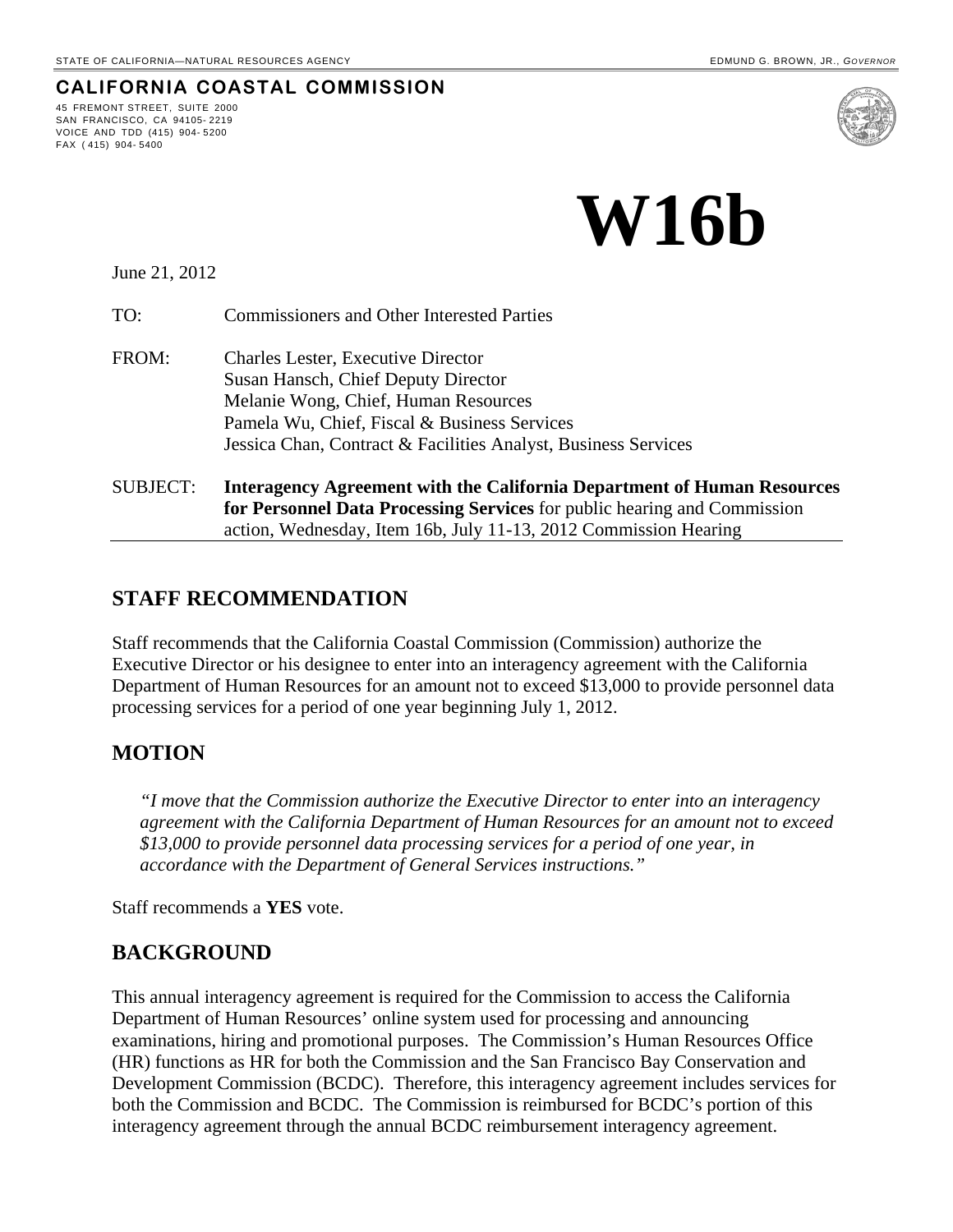STATE OF CALIFORNIA—NATURAL RESOURCES AGENCY EDMUND G. BROWN, JR., *GOVERNOR*

**CALIFORNIA COASTAL COMMISSION**

45 FREMONT STREET, SUITE 2000
SAN FRANCISCO, CA 94105-2219
VOICE AND TDD (415) 904-5200
FAX (415) 904-5400

# W16b

June 21, 2012

TO: Commissioners and Other Interested Parties

FROM: Charles Lester, Executive Director
Susan Hansch, Chief Deputy Director
Melanie Wong, Chief, Human Resources
Pamela Wu, Chief, Fiscal & Business Services
Jessica Chan, Contract & Facilities Analyst, Business Services

SUBJECT: **Interagency Agreement with the California Department of Human Resources for Personnel Data Processing Services** for public hearing and Commission action, Wednesday, Item 16b, July 11-13, 2012 Commission Hearing

## STAFF RECOMMENDATION

Staff recommends that the California Coastal Commission (Commission) authorize the Executive Director or his designee to enter into an interagency agreement with the California Department of Human Resources for an amount not to exceed $13,000 to provide personnel data processing services for a period of one year beginning July 1, 2012.

## MOTION

*"I move that the Commission authorize the Executive Director to enter into an interagency agreement with the California Department of Human Resources for an amount not to exceed $13,000 to provide personnel data processing services for a period of one year, in accordance with the Department of General Services instructions."*

Staff recommends a **YES** vote.

## BACKGROUND

This annual interagency agreement is required for the Commission to access the California Department of Human Resources' online system used for processing and announcing examinations, hiring and promotional purposes. The Commission's Human Resources Office (HR) functions as HR for both the Commission and the San Francisco Bay Conservation and Development Commission (BCDC). Therefore, this interagency agreement includes services for both the Commission and BCDC. The Commission is reimbursed for BCDC's portion of this interagency agreement through the annual BCDC reimbursement interagency agreement.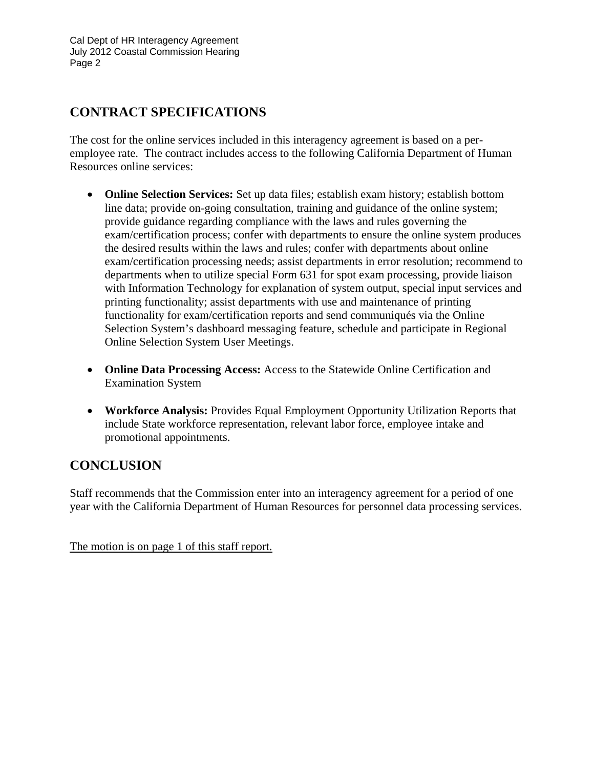## CONTRACT SPECIFICATIONS

The cost for the online services included in this interagency agreement is based on a per-employee rate. The contract includes access to the following California Department of Human Resources online services:

- **Online Selection Services:** Set up data files; establish exam history; establish bottom line data; provide on-going consultation, training and guidance of the online system; provide guidance regarding compliance with the laws and rules governing the exam/certification process; confer with departments to ensure the online system produces the desired results within the laws and rules; confer with departments about online exam/certification processing needs; assist departments in error resolution; recommend to departments when to utilize special Form 631 for spot exam processing, provide liaison with Information Technology for explanation of system output, special input services and printing functionality; assist departments with use and maintenance of printing functionality for exam/certification reports and send communiqués via the Online Selection System's dashboard messaging feature, schedule and participate in Regional Online Selection System User Meetings.

- **Online Data Processing Access:** Access to the Statewide Online Certification and Examination System

- **Workforce Analysis:** Provides Equal Employment Opportunity Utilization Reports that include State workforce representation, relevant labor force, employee intake and promotional appointments.

## CONCLUSION

Staff recommends that the Commission enter into an interagency agreement for a period of one year with the California Department of Human Resources for personnel data processing services.

<u>The motion is on page 1 of this staff report.</u>